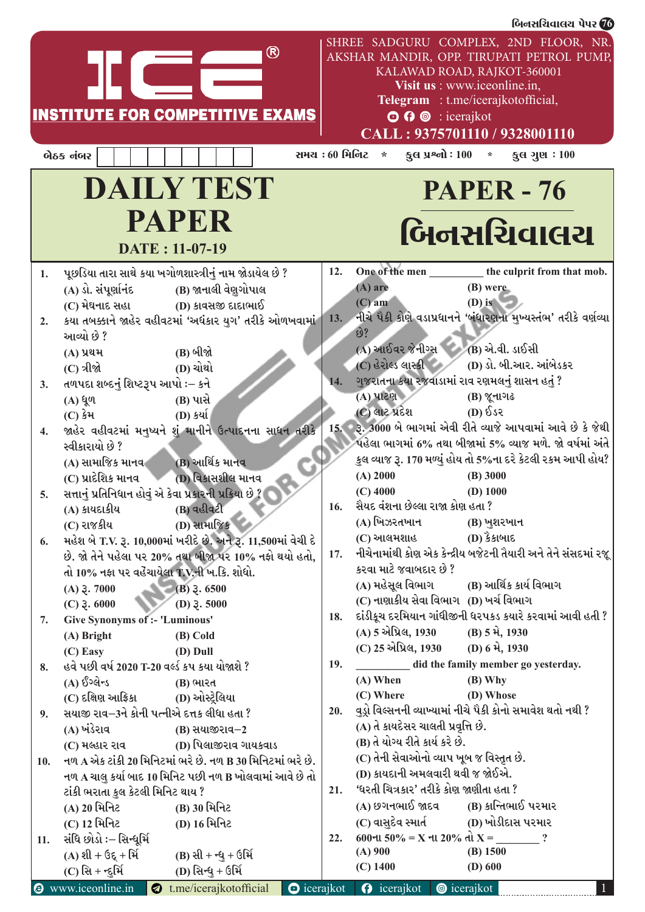# ICE® INSTITUTE FOR COMPETITIVE EXAMS

SHREE SADGURU COMPLEX, 2ND FLOOR, NR. AKSHAR MANDIR, OPP. TIRUPATI PETROL PUMP, KALAWAD ROAD, RAJKOT-360001
**Visit us** : www.iceonline.in,
**Telegram** : t.me/icerajkotofficial,
: icerajkot
**CALL : 9375701110 / 9328001110**

બેઠક નંબર | સમય : 60 મિનિટ * કુલ પ્રશ્નો : 100 * કુલ ગુણ : 100

# DAILY TEST PAPER

**DATE : 11-07-19**

# PAPER - 76

# બિનસચિવાલય

1. પૂછડિયા તારા સાથે કયા ખગોળશાસ્ત્રીનું નામ જોડાયેલ છે ?
   (A) ડો. સંપૂર્ણાનંદ (B) જાનાલી વેણુગોપાલ
   (C) મેઘનાદ સહા (D) કાવસજી દાદાભાઈ

2. કયા તબક્કાને જાહેર વહીવટમાં 'અંધકાર યુગ' તરીકે ઓળખવામાં આવ્યો છે ?
   (A) પ્રથમ (B) બીજો
   (C) ત્રીજો (D) ચોથો

3. તળપદા શબ્દનું શિષ્ટરૂપ આપો :– કને
   (A) ધૂળ (B) પાસે
   (C) કેમ (D) ક્યાં

4. જાહેર વહીવટમાં મનુષ્યને શું માનીને ઉત્પાદનના સાધન તરીકે સ્વીકારાયો છે ?
   (A) સામાજિક માનવ (B) આર્થિક માનવ
   (C) પ્રાદેશિક માનવ (D) વિકાસશીલ માનવ

5. સત્તાનું પ્રતિનિધાન હોવું એ કેવા પ્રકારની પ્રક્રિયા છે ?
   (A) કાયદાકીય (B) વહીવટી
   (C) રાજકીય (D) સામાજિક

6. મહેશ બે T.V. રૂ. 10,000માં ખરીદે છે. અને રૂ. 11,500માં વેચી દે છે. જો તેને પહેલા પર 20% તથા બીજા પર 10% નફો થયો હતો, તો 10% નફા પર વહેંચાયેલા T.V.ની ખ.કિ. શોધો.
   (A) રૂ. 7000 (B) રૂ. 6500
   (C) રૂ. 6000 (D) રૂ. 5000

7. Give Synonyms of :- 'Luminous'
   (A) Bright (B) Cold
   (C) Easy (D) Dull

8. હવે પછી વર્ષ 2020 T-20 વર્લ્ડ કપ કયા યોજાશે ?
   (A) ઈંગ્લેન્ડ (B) ભારત
   (C) દક્ષિણ આફ્રિકા (D) ઓસ્ટ્રેલિયા

9. સયાજી રાવ–3ને કોની પત્નીએ દત્તક લીધા હતા ?
   (A) ખંડેરાવ (B) સયાજીરાવ–2
   (C) મલ્હાર રાવ (D) પિલાજીરાવ ગાયકવાડ

10. નળ A એક ટાંકી 20 મિનિટમાં ભરે છે. નળ B 30 મિનિટમાં ભરે છે. નળ A ચાલુ કર્યા બાદ 10 મિનિટ પછી નળ B ખોલવામાં આવે છે તો ટાંકી ભરાતા કુલ કેટલી મિનિટ થાય ?
    (A) 20 મિનિટ (B) 30 મિનિટ
    (C) 12 મિનિટ (D) 16 મિનિટ

11. સંધિ છોડો :– સિન્ધૂર્મિ
    (A) શી + ઉદ્ + મિં (B) સી + ન્ધુ + ઉર્મિ
    (C) સિ + ન્દુર્મિ (D) સિન્ધુ + ઉર્મિ

12. One of the men _________ the culprit from that mob.
    (A) are (B) were
    (C) am (D) is

13. નીચે પૈકી કોણે વડાપ્રધાનને 'બંધારણના મુખ્યસ્તંભ' તરીકે વર્ણવ્યા છે?
    (A) આઈવર જેનીંગ્સ (B) એ.વી. ડાઈસી
    (C) હેરોલ્ડ લાસ્કી (D) ડો. બી.આર. આંબેડકર

14. ગુજરાતના કયા રજવાડામાં રાવ રણમલનું શાસન હતું ?
    (A) પાટણ (B) જૂનાગઢ
    (C) લાટ પ્રદેશ (D) ઈડર

15. રૂ. 3000 બે ભાગમાં એવી રીતે વ્યાજે આપવામાં આવે છે કે જેથી પહેલા ભાગમાં 6% તથા બીજામાં 5% વ્યાજ મળે. જો વર્ષમાં અંતે કુલ વ્યાજ રૂ. 170 મળ્યું હોય તો 5%ના દરે કેટલી રકમ આપી હોય?
    (A) 2000 (B) 3000
    (C) 4000 (D) 1000

16. સૈયદ વંશના છેલ્લા રાજા કોણ હતા ?
    (A) ખિઝરતખાન (B) ખુશરખાન
    (C) આલમશાહ (D) કૈકાબાદ

17. નીચેનામાંથી કોણ એક કેન્દ્રીય બજેટની તૈયારી અને તેને સંસદમાં રજૂ કરવા માટે જવાબદાર છે ?
    (A) મહેસૂલ વિભાગ (B) આર્થિક કાર્ય વિભાગ
    (C) નાણાકીય સેવા વિભાગ (D) ખર્ચ વિભાગ

18. દાંડીકૂચ દરમિયાન ગાંધીજીની ધરપકડ ક્યારે કરવામાં આવી હતી ?
    (A) 5 એપ્રિલ, 1930 (B) 5 મે, 1930
    (C) 25 એપ્રિલ, 1930 (D) 6 મે, 1930

19. _________ did the family member go yesterday.
    (A) When (B) Why
    (C) Where (D) Whose

20. વુડ્રો વિલ્સનની વ્યાખ્યામાં નીચે પૈકી કોનો સમાવેશ થતો નથી ?
    (A) તે કાયદેસર ચાલતી પ્રવૃત્તિ છે.
    (B) તે યોગ્ય રીતે કાર્ય કરે છે.
    (C) તેની સેવાઓનો વ્યાપ ખૂબ જ વિસ્તૃત છે.
    (D) કાયદાની અમલવારી થવી જ જોઈએ.

21. 'ધરતી ચિત્રકાર' તરીકે કોણ જાણીતા હતા ?
    (A) છગનભાઈ જાદવ (B) કાન્તિભાઈ પરમાર
    (C) વાસુદેવ સ્માર્ત (D) ખોડીદાસ પરમાર

22. 600ના 50% = X ના 20% તો X = _________ ?
    (A) 900 (B) 1500
    (C) 1400 (D) 600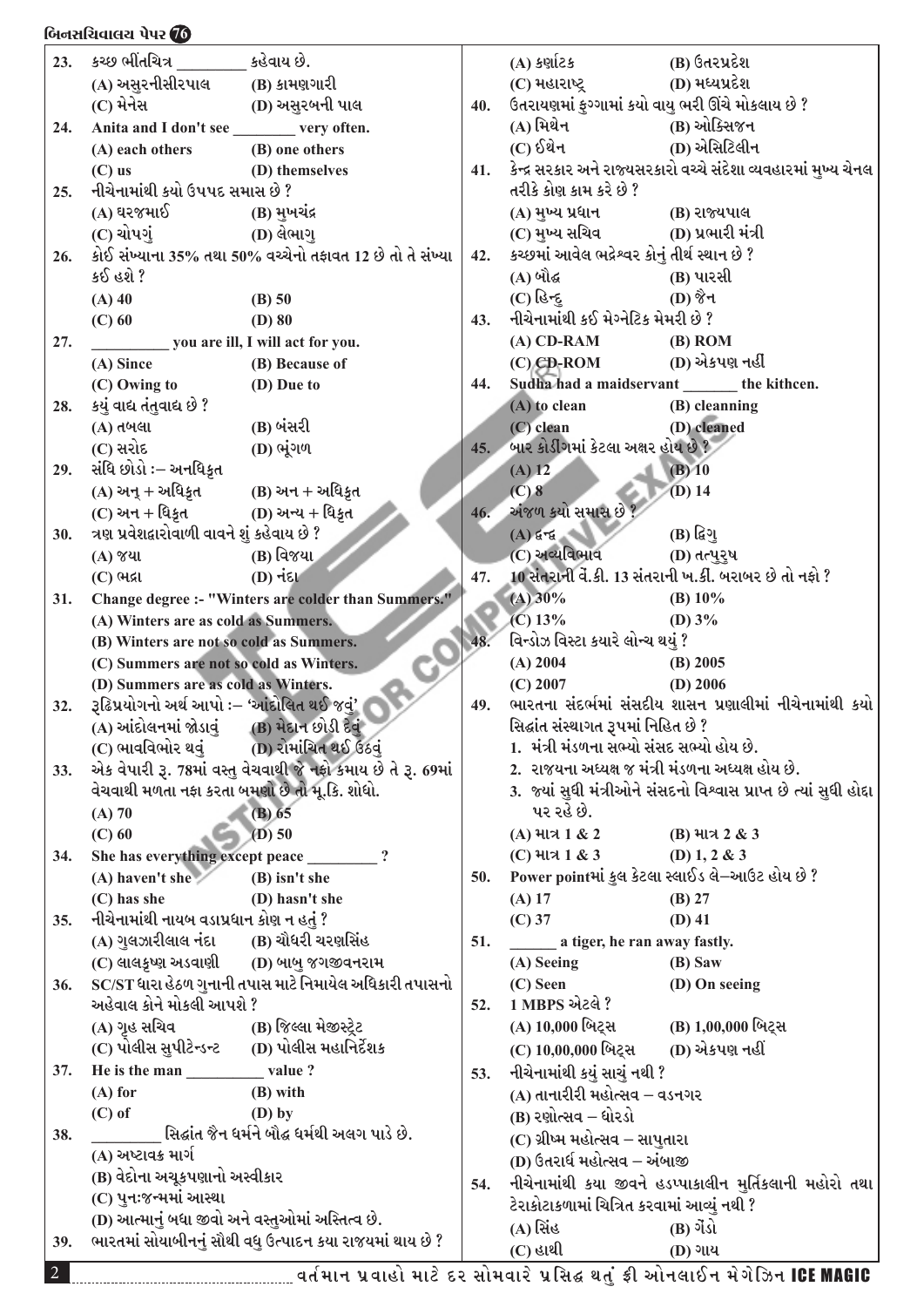23. કચ્છ ભીંતચિત્ર _________ કહેવાય છે.

(A) અસુરનીસીરપાલ (B) કામણગારી
(C) મેનેસ (D) અસુરબની પાલ

24. Anita and I don't see ________ very often.

(A) each others (B) one others
(C) us (D) themselves

25. નીચેનામાંથી કયો ઉપપદ સમાસ છે ?

(A) ઘરજમાઈ (B) મુખચંદ્ર
(C) ચોપગું (D) લેભાગુ

26. કોઈ સંખ્યાના 35% તથા 50% વચ્ચેનો તફાવત 12 છે તો તે સંખ્યા કઈ હશે ?

(A) 40 (B) 50
(C) 60 (D) 80

27. __________ you are ill, I will act for you.

(A) Since (B) Because of
(C) Owing to (D) Due to

28. કયું વાદ્ય તંતુવાદ્ય છે ?

(A) તબલા (B) બંસરી
(C) સરોદ (D) ભૂંગળ

29. સંધિ છોડો :– અનધિકૃત

(A) અન્ + અધિકૃત (B) અન + અધિકૃત
(C) અન + ધિકૃત (D) અન્ય + ધિકૃત

30. ત્રણ પ્રવેશદ્વારોવાળી વાવને શું કહેવાય છે ?

(A) જયા (B) વિજયા
(C) ભદ્રા (D) નંદા

31. Change degree :- "Winters are colder than Summers."

(A) Winters are as cold as Summers.
(B) Winters are not so cold as Summers.
(C) Summers are not so cold as Winters.
(D) Summers are as cold as Winters.

32. રૂઢિપ્રયોગનો અર્થ આપો :– 'આંદોલિત થઈ જવું'

(A) આંદોલનમાં જોડાવું (B) મેદાન છોડી દેવું
(C) ભાવવિભોર થવું (D) રોમાંચિત થઈ ઉઠવું

33. એક વેપારી રૂ. 78માં વસ્તુ વેચવાથી જે નફો કમાય છે તે રૂ. 69માં વેચવાથી મળતા નફા કરતા બમણો છે તો મૂ.કિ. શોધો.

(A) 70 (B) 65
(C) 60 (D) 50

34. She has everything except peace _________ ?

(A) haven't she (B) isn't she
(C) has she (D) hasn't she

35. નીચેનામાંથી નાયબ વડાપ્રધાન કોણ ન હતું ?

(A) ગુલઝારીલાલ નંદા (B) ચૌધરી ચરણસિંહ
(C) લાલકૃષ્ણ અડવાણી (D) બાબુ જગજીવનરામ

36. SC/ST ધારા હેઠળ ગુનાની તપાસ માટે નિમાયેલ અધિકારી તપાસનો અહેવાલ કોને મોકલી આપશે ?

(A) ગૃહ સચિવ (B) જિલ્લા મેજિસ્ટ્રેટ
(C) પોલીસ સુપીટેન્ડન્ટ (D) પોલીસ મહાનિર્દેશક

37. He is the man __________ value ?

(A) for (B) with
(C) of (D) by

38. _________ સિદ્ધાંત જૈન ધર્મને બૌદ્ધ ધર્મથી અલગ પાડે છે.

(A) અષ્ટાવક્ર માર્ગ
(B) વેદોના અચૂકપણાનો અસ્વીકાર
(C) પુનઃજન્મમાં આસ્થા
(D) આત્માનું બધા જીવો અને વસ્તુઓમાં અસ્તિત્વ છે.

39. ભારતમાં સોયાબીનનું સૌથી વધુ ઉત્પાદન કયા રાજયમાં થાય છે ?

(A) કર્ણાટક (B) ઉત્તરપ્રદેશ
(C) મહારાષ્ટ્ર (D) મધ્યપ્રદેશ

40. ઉતરાયણમાં ફુગ્ગામાં કયો વાયુ ભરી ઊંચે મોકલાય છે ?

(A) મિથેન (B) ઓક્સિજન
(C) ઈથેન (D) એસિટિલીન

41. કેન્દ્ર સરકાર અને રાજયસરકારો વચ્ચે સંદેશા વ્યવહારમાં મુખ્ય ચેનલ તરીકે કોણ કામ કરે છે ?

(A) મુખ્ય પ્રધાન (B) રાજયપાલ
(C) મુખ્ય સચિવ (D) પ્રભારી મંત્રી

42. કચ્છમાં આવેલ ભદ્રેશ્વર કોનું તીર્થ સ્થાન છે ?

(A) બૌદ્ધ (B) પારસી
(C) હિન્દુ (D) જૈન

43. નીચેનામાંથી કઈ મેગ્નેટિક મેમરી છે ?

(A) CD-RAM (B) ROM
(C) CD-ROM (D) એકપણ નહીં

44. Sudha had a maidservant _______ the kithcen.

(A) to clean (B) cleanning
(C) clean (D) cleaned

45. બાર કોડીંગમાં કેટલા અક્ષર હોય છે ?

(A) 12 (B) 10
(C) 8 (D) 14

46. અંજળ કયો સમાસ છે ?

(A) દ્વન્દ્વ (B) દ્વિગુ
(C) અવ્યયિભાવ (D) તત્પુરુષ

47. 10 સંતરાની વેં.કી. 13 સંતરાની ખ.કી. બરાબર છે તો નફો ?

(A) 30% (B) 10%
(C) 13% (D) 3%

48. વિન્ડોઝ વિસ્ટા કયારે લોન્ચ થયું ?

(A) 2004 (B) 2005
(C) 2007 (D) 2006

49. ભારતના સંદર્ભમાં સંસદીય શાસન પ્રણાલીમાં નીચેનામાંથી કયો સિદ્ધાંત સંસ્થાગત રૂપમાં નિહિત છે ?

1. મંત્રી મંડળના સભ્યો સંસદ સભ્યો હોય છે.
2. રાજયના અધ્યક્ષ જ મંત્રી મંડળના અધ્યક્ષ હોય છે.
3. જ્યાં સુધી મંત્રીઓને સંસદનો વિશ્વાસ પ્રાપ્ત છે ત્યાં સુધી હોદ્દા પર રહે છે.

(A) માત્ર 1 & 2 (B) માત્ર 2 & 3
(C) માત્ર 1 & 3 (D) 1, 2 & 3

50. Power pointમાં કુલ કેટલા સ્લાઈડ લે–આઉટ હોય છે ?

(A) 17 (B) 27
(C) 37 (D) 41

51. ______ a tiger, he ran away fastly.

(A) Seeing (B) Saw
(C) Seen (D) On seeing

52. 1 MBPS એટલે ?

(A) 10,000 બિટ્સ (B) 1,00,000 બિટ્સ
(C) 10,00,000 બિટ્સ (D) એકપણ નહીં

53. નીચેનામાંથી કયું સાચું નથી ?

(A) તાનારીરી મહોત્સવ – વડનગર
(B) રણોત્સવ – ધોરડો
(C) ગ્રીષ્મ મહોત્સવ – સાપુતારા
(D) ઉત્તરાર્ધ મહોત્સવ – અંબાજી

54. નીચેનામાંથી કયા જીવને હડપ્પાકાલીન મુર્તિકલાની મહોરો તથા ટેરાકોટાકળામાં ચિત્રિત કરવામાં આવ્યું નથી ?

(A) સિંહ (B) ગેંડો
(C) હાથી (D) ગાય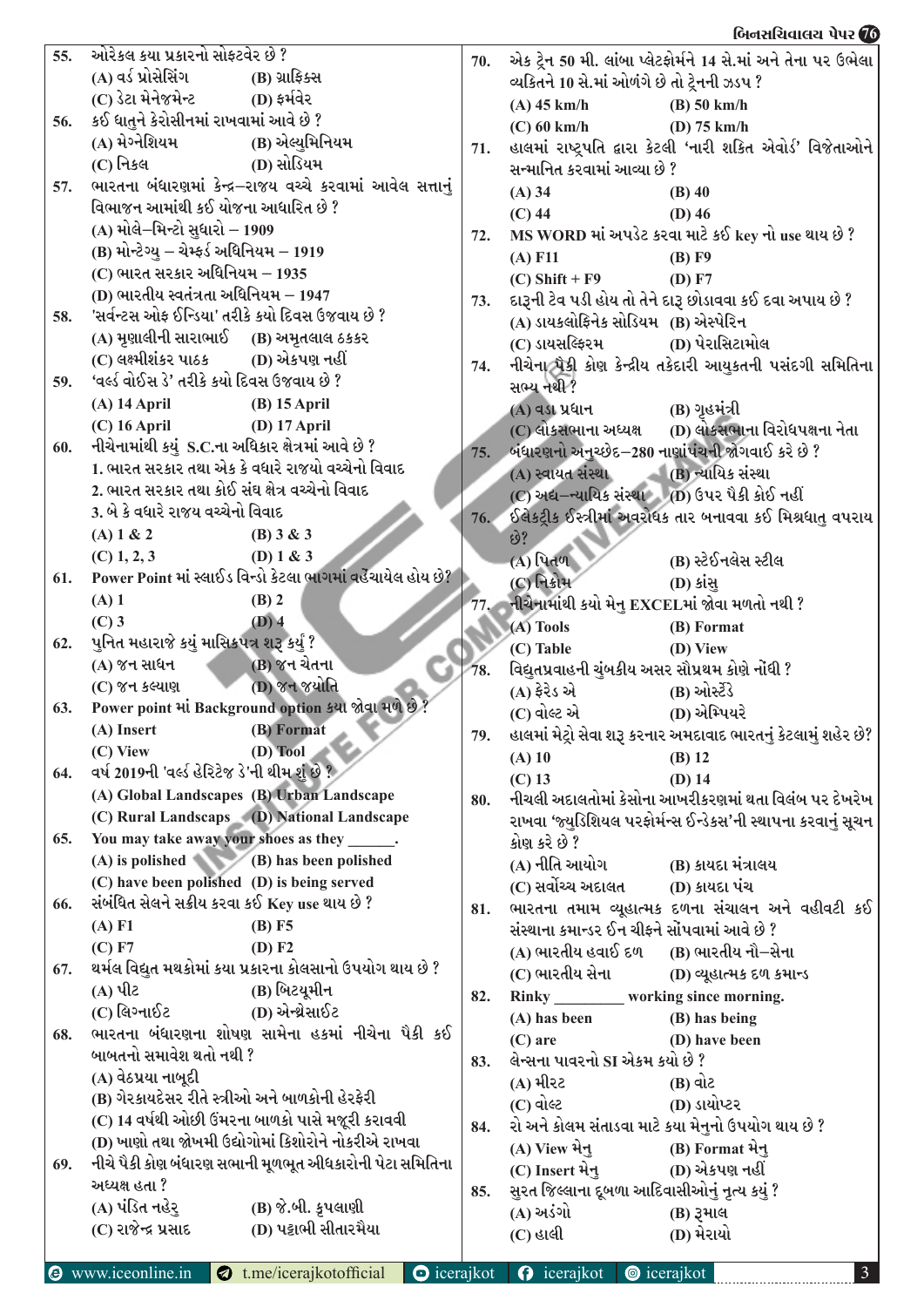55. ઓરેકલ કયા પ્રકારનો સોફ્ટવેર છે ?
(A) વર્ડ પ્રોસેસિંગ (B) ગ્રાફિક્સ
(C) ડેટા મેનેજમેન્ટ (D) ફર્મવેર

56. કઈ ધાતુને કેરોસીનમાં રાખવામાં આવે છે ?
(A) મેગ્નેશિયમ (B) એલ્યુમિનિયમ
(C) નિકલ (D) સોડિયમ

57. ભારતના બંધારણમાં કેન્દ્ર–રાજય વચ્ચે કરવામાં આવેલ સત્તાનું વિભાજન આમાંથી કઈ યોજના આધારિત છે ?
(A) મોલે–મિન્ટો સુધારો – 1909
(B) મોન્ટેગ્યુ – ચેમ્સફર્ડ અધિનિયમ – 1919
(C) ભારત સરકાર અધિનિયમ – 1935
(D) ભારતીય સ્વતંત્રતા અધિનિયમ – 1947

58. 'સર્વન્ટસ ઓફ ઈન્ડિયા' તરીકે કયો દિવસ ઉજવાય છે ?
(A) મૃણાલીની સારાભાઈ (B) અમૃતલાલ ઠક્કર
(C) લક્ષ્મીશંકર પાઠક (D) એકપણ નહીં

59. 'વર્લ્ડ વોઈસ ડે' તરીકે કયો દિવસ ઉજવાય છે ?
(A) 14 April (B) 15 April
(C) 16 April (D) 17 April

60. નીચેનામાંથી કયું S.C.ના અધિકાર ક્ષેત્રમાં આવે છે ?
1. ભારત સરકાર તથા એક કે વધારે રાજયો વચ્ચેનો વિવાદ
2. ભારત સરકાર તથા કોઈ સંઘ ક્ષેત્ર વચ્ચેનો વિવાદ
3. બે કે વધારે રાજય વચ્ચેનો વિવાદ
(A) 1 & 2 (B) 3 & 3
(C) 1, 2, 3 (D) 1 & 3

61. Power Point માં સ્લાઈડ વિન્ડો કેટલા ભાગમાં વહેંચાયેલ હોય છે?
(A) 1 (B) 2
(C) 3 (D) 4

62. પુનિત મહારાજે કયું માસિકપત્ર શરૂ કર્યું ?
(A) જન સાધન (B) જન ચેતના
(C) જન કલ્યાણ (D) જન જ્યોતિ

63. Power point માં Background option કયા જોવા મળે છે ?
(A) Insert (B) Format
(C) View (D) Tool

64. વર્ષ 2019ની 'વર્લ્ડ હેરિટેજ ડે'ની થીમ શું છે ?
(A) Global Landscapes (B) Urban Landscape
(C) Rural Landscaps (D) National Landscape

65. You may take away your shoes as they ______.
(A) is polished (B) has been polished
(C) have been polished (D) is being served

66. સંબંધિત સેલને સક્રીય કરવા કઈ Key use થાય છે ?
(A) F1 (B) F5
(C) F7 (D) F2

67. થર્મલ વિદ્યુત મથકોમાં કયા પ્રકારના કોલસાનો ઉપયોગ થાય છે ?
(A) પીટ (B) બિટ્યૂમીન
(C) લિગ્નાઈટ (D) એન્થ્રેસાઈટ

68. ભારતના બંધારણના શોષણ સામેના હકમાં નીચેના પૈકી કઈ બાબતનો સમાવેશ થતો નથી ?
(A) વેઠપ્રથા નાબૂદી
(B) ગેરકાયદેસર રીતે સ્ત્રીઓ અને બાળકોની હેરફેરી
(C) 14 વર્ષથી ઓછી ઉંમરના બાળકો પાસે મજૂરી કરાવવી
(D) ખાણો તથા જોખમી ઉદ્યોગોમાં કિશોરોને નોકરીએ રાખવા

69. નીચે પૈકી કોણ બંધારણ સભાની મૂળભૂત અધિકારોની પેટા સમિતિના અધ્યક્ષ હતા ?
(A) પંડિત નહેરૂ (B) જે.બી. કૃપલાણી
(C) રાજેન્દ્ર પ્રસાદ (D) પટ્ટાભી સીતારમૈયા

70. એક ટ્રેન 50 મી. લાંબા પ્લેટફોર્મને 14 સે.માં અને તેના પર ઉભેલા વ્યક્તિને 10 સે.માં ઓળંગે છે તો ટ્રેનની ઝડપ ?
(A) 45 km/h (B) 50 km/h
(C) 60 km/h (D) 75 km/h

71. હાલમાં રાષ્ટ્રપતિ દ્વારા કેટલી 'નારી શકિત એવોર્ડ' વિજેતાઓને સન્માનિત કરવામાં આવ્યા છે ?
(A) 34 (B) 40
(C) 44 (D) 46

72. MS WORD માં અપડેટ કરવા માટે કઈ key નો use થાય છે ?
(A) F11 (B) F9
(C) Shift + F9 (D) F7

73. દારૂની ટેવ પડી હોય તો તેને દારૂ છોડાવવા કઈ દવા અપાય છે ?
(A) ડાયક્લોફિનેક સોડિયમ (B) એસ્પેરિન
(C) ડાયસલ્ફિરમ (D) પેરાસિટામોલ

74. નીચેના પૈકી કોણ કેન્દ્રીય તકેદારી આયુકતની પસંદગી સમિતિના સભ્ય નથી ?
(A) વડા પ્રધાન (B) ગૃહમંત્રી
(C) લોકસભાના અધ્યક્ષ (D) લોકસભાના વિરોધપક્ષના નેતા

75. બંધારણનો અનુચ્છેદ–280 નાણાંપંચની જોગવાઈ કરે છે ?
(A) સ્વાયત સંસ્થા (B) ન્યાયિક સંસ્થા
(C) અર્ધ–ન્યાયિક સંસ્થા (D) ઉપર પૈકી કોઈ નહીં

76. ઈલેકટ્રીક ઈસ્ત્રીમાં અવરોધક તાર બનાવવા કઈ મિશ્રધાતુ વપરાય છે?
(A) પિત્તળ (B) સ્ટેઈનલેસ સ્ટીલ
(C) નિક્રોમ (D) કાંસુ

77. નીચેનામાંથી કયો મેનુ EXCELમાં જોવા મળતો નથી ?
(A) Tools (B) Format
(C) Table (D) View

78. વિદ્યુતપ્રવાહની ચુંબકીય અસર સૌપ્રથમ કોણે નોંધી ?
(A) ફેરેડ એ (B) ઓર્સ્ટેડે
(C) વોલ્ટ એ (D) એમ્પિયરે

79. હાલમાં મેટ્રો સેવા શરૂ કરનાર અમદાવાદ ભારતનું કેટલામું શહેર છે?
(A) 10 (B) 12
(C) 13 (D) 14

80. નીચલી અદાલતોમાં કેસોના આખરીકરણમાં થતા વિલંબ પર દેખરેખ રાખવા 'જ્યુડિશિયલ પરફોર્મન્સ ઈન્ડેક્સ'ની સ્થાપના કરવાનું સૂચન કોણ કરે છે ?
(A) નીતિ આયોગ (B) કાયદા મંત્રાલય
(C) સર્વોચ્ચ અદાલત (D) કાયદા પંચ

81. ભારતના તમામ વ્યૂહાત્મક દળના સંચાલન અને વહીવટી કઈ સંસ્થાના કમાન્ડર ઈન ચીફને સોંપવામાં આવે છે ?
(A) ભારતીય હવાઈ દળ (B) ભારતીય નૌ–સેના
(C) ભારતીય સેના (D) વ્યૂહાત્મક દળ કમાન્ડ

82. Rinky ________ working since morning.
(A) has been (B) has being
(C) are (D) have been

83. લેન્સના પાવરનો SI એકમ કયો છે ?
(A) મીટર (B) વોટ
(C) વોલ્ટ (D) ડાયોપ્ટર

84. રો અને કોલમ સંતાડવા માટે કયા મેનુનો ઉપયોગ થાય છે ?
(A) View મેનુ (B) Format મેનુ
(C) Insert મેનુ (D) એકપણ નહીં

85. સુરત જિલ્લાના દૂબળા આદિવાસીઓનું નૃત્ય કયું ?
(A) અડંગો (B) રૂમાલ
(C) હાલી (D) મેરાયો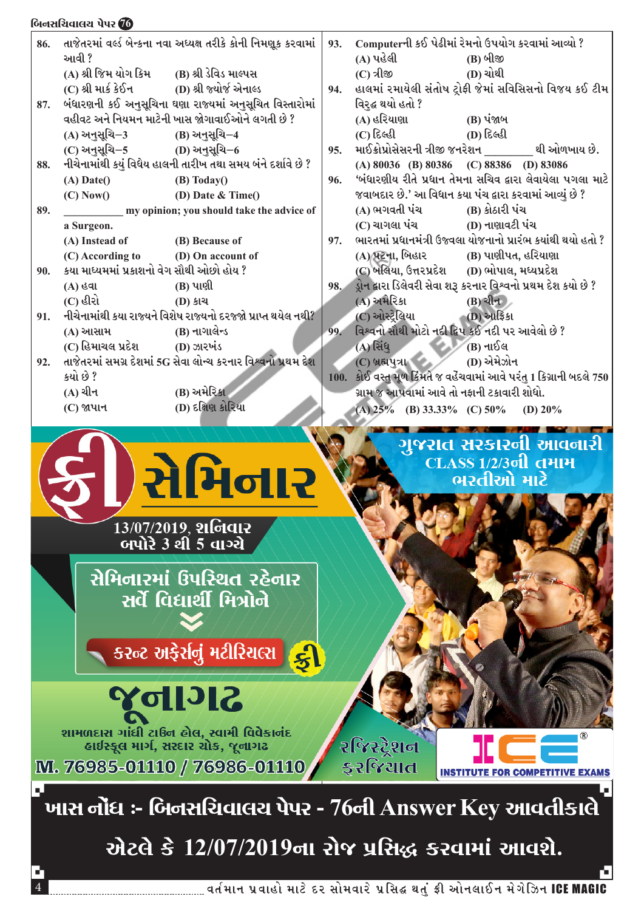86. તાજેતરમાં વર્લ્ડ બેન્કના નવા અધ્યક્ષ તરીકે કોની નિમણૂક કરવામાં આવી ?
(A) શ્રી જિમ યોગ કિમ (B) શ્રી ડેવિડ માલ્પસ
(C) શ્રી માર્ક કેઈન (D) શ્રી જ્યોર્જ એનાલ્ડ

87. બંધારણની કઈ અનુસૂચિના ઘણા રાજ્યમાં અનુસૂચિત વિસ્તારોમાં વહીવટ અને નિયમન માટેની ખાસ જોગવાઈઓને લગતી છે ?
(A) અનુસૂચિ–3 (B) અનુસૂચિ–4
(C) અનુસૂચિ–5 (D) અનુસૂચિ–6

88. નીચેનામાંથી કયું વિધેય હાલની તારીખ તથા સમય બંને દર્શાવે છે ?
(A) Date() (B) Today()
(C) Now() (D) Date & Time()

89. __________ my opinion; you should take the advice of a Surgeon.
(A) Instead of (B) Because of
(C) According to (D) On account of

90. કયા માધ્યમમાં પ્રકાશનો વેગ સૌથી ઓછો હોય ?
(A) હવા (B) પાણી
(C) હીરો (D) કાચ

91. નીચેનામાંથી કયા રાજ્યને વિશેષ રાજ્યનો દરજ્જો પ્રાપ્ત થયેલ નથી?
(A) આસામ (B) નાગાલેન્ડ
(C) હિમાચલ પ્રદેશ (D) ઝારખંડ

92. તાજેતરમાં સમગ્ર દેશમાં 5G સેવા લોન્ચ કરનાર વિશ્વનો પ્રથમ દેશ કયો છે ?
(A) ચીન (B) અમેરિકા
(C) જાપાન (D) દક્ષિણ કોરિયા

93. Computerની કઈ પેઢીમાં રેમનો ઉપયોગ કરવામાં આવ્યો ?
(A) પહેલી (B) બીજી
(C) ત્રીજી (D) ચોથી

94. હાલમાં રમાયેલી સંતોષ ટ્રોફી જેમાં સવિસિસનો વિજય કઈ ટીમ વિરુદ્ધ થયો હતો ?
(A) હરિયાણા (B) પંજાબ
(C) દિલ્હી (D) દિલ્હી

95. માઈક્રોપ્રોસેસરની ત્રીજી જનરેશન __________ થી ઓળખાય છે.
(A) 80036 (B) 80386 (C) 88386 (D) 83086

96. 'બંધારણીય રીતે પ્રધાન તેમના સચિવ દ્વારા લેવાયેલા પગલા માટે જવાબદાર છે.' આ વિધાન કયા પંચ દ્વારા કરવામાં આવ્યું છે ?
(A) ભગવતી પંચ (B) કોઠારી પંચ
(C) ચાગલા પંચ (D) નાણાવટી પંચ

97. ભારતમાં પ્રધાનમંત્રી ઉજ્વલા યોજનાનો પ્રારંભ ક્યાંથી થયો હતો ?
(A) પટના, બિહાર (B) પાણીપત, હરિયાણા
(C) બલિયા, ઉત્તરપ્રદેશ (D) ભોપાલ, મધ્યપ્રદેશ

98. ડ્રોન દ્વારા ડિલેવરી સેવા શરૂ કરનાર વિશ્વનો પ્રથમ દેશ કયો છે ?
(A) અમેરિકા (B) ચીન
(C) ઓસ્ટ્રેલિયા (D) આફ્રિકા

99. વિશ્વનો સૌથી મોટો નદી દ્વિપ કઈ નદી પર આવેલો છે ?
(A) સિંધુ (B) નાઈલ
(C) બ્રહ્મપુત્રા (D) એમેઝોન

100. કોઈ વસ્તુ મૂળ કિંમતે જ વહેંચવામાં આવે પરંતુ 1 કિગ્રાની બદલે 750 ગ્રામ જ આપવામાં આવે તો નફાની ટકાવારી શોધો.
(A) 25% (B) 33.33% (C) 50% (D) 20%

# ફ્રી સેમિનાર

ગુજરાત સરકારની આવનારી CLASS 1/2/3ની તમામ ભરતીઓ માટે

13/07/2019, શનિવાર
બપોરે 3 થી 5 વાગ્યે

સેમિનારમાં ઉપસ્થિત રહેનાર સર્વે વિદ્યાર્થી મિત્રોને

કરન્ટ અફેર્સનું મટીરિયલ્સ ફ્રી

## જૂનાગઢ

શામળદાસ ગાંધી ટાઉન હોલ, સ્વામી વિવેકાનંદ હાઈસ્કૂલ માર્ગ, સરદાર ચોક, જૂનાગઢ

M. 76985-01110 / 76986-01110

રજિસ્ટ્રેશન ફરજિયાત

ICE — INSTITUTE FOR COMPETITIVE EXAMS

**ખાસ નોંધ :- બિનસચિવાલય પેપર - 76ની Answer Key આવતીકાલે એટલે કે 12/07/2019ના રોજ પ્રસિદ્ધ કરવામાં આવશે.**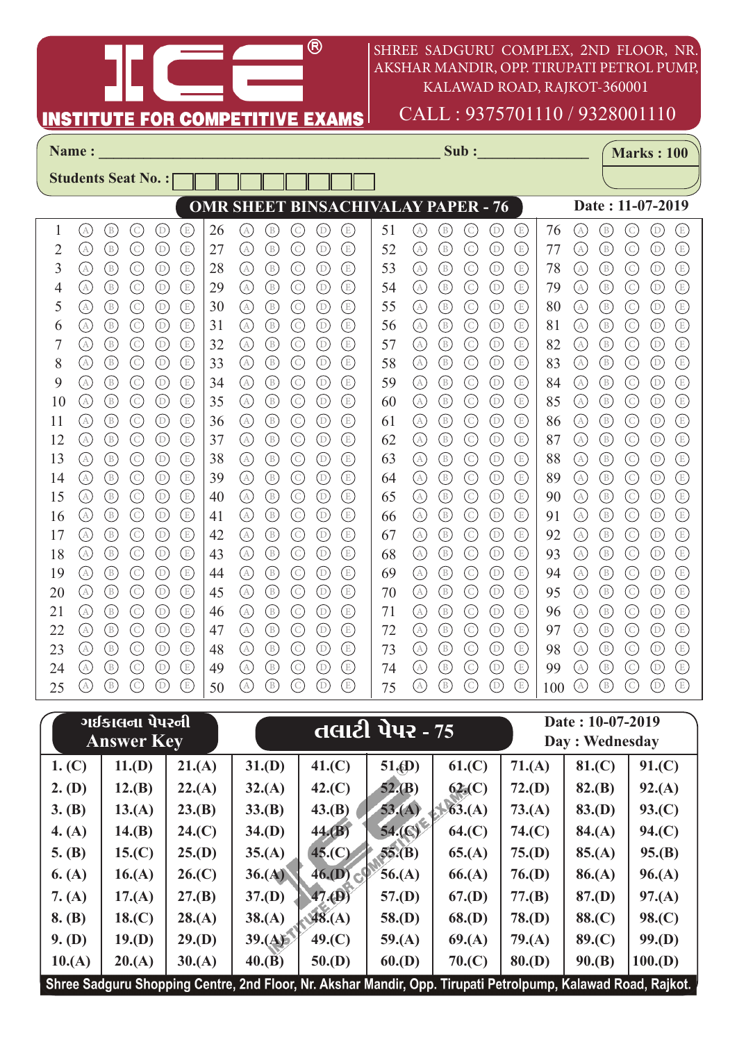# ICE®

**INSTITUTE FOR COMPETITIVE EXAMS**

SHREE SADGURU COMPLEX, 2ND FLOOR, NR. AKSHAR MANDIR, OPP. TIRUPATI PETROL PUMP, KALAWAD ROAD, RAJKOT-360001

CALL : 9375701110 / 9328001110

**Name :** ______________________________ **Sub :** ______________ **Marks : 100**

**Students Seat No. :** ☐☐☐☐☐☐☐☐☐☐☐

## OMR SHEET BINSACHIVALAY PAPER - 76

**Date : 11-07-2019**

| | | | |
|---|---|---|---|
| 1 Ⓐ Ⓑ Ⓒ Ⓓ Ⓔ | 26 Ⓐ Ⓑ Ⓒ Ⓓ Ⓔ | 51 Ⓐ Ⓑ Ⓒ Ⓓ Ⓔ | 76 Ⓐ Ⓑ Ⓒ Ⓓ Ⓔ |
| 2 Ⓐ Ⓑ Ⓒ Ⓓ Ⓔ | 27 Ⓐ Ⓑ Ⓒ Ⓓ Ⓔ | 52 Ⓐ Ⓑ Ⓒ Ⓓ Ⓔ | 77 Ⓐ Ⓑ Ⓒ Ⓓ Ⓔ |
| 3 Ⓐ Ⓑ Ⓒ Ⓓ Ⓔ | 28 Ⓐ Ⓑ Ⓒ Ⓓ Ⓔ | 53 Ⓐ Ⓑ Ⓒ Ⓓ Ⓔ | 78 Ⓐ Ⓑ Ⓒ Ⓓ Ⓔ |
| 4 Ⓐ Ⓑ Ⓒ Ⓓ Ⓔ | 29 Ⓐ Ⓑ Ⓒ Ⓓ Ⓔ | 54 Ⓐ Ⓑ Ⓒ Ⓓ Ⓔ | 79 Ⓐ Ⓑ Ⓒ Ⓓ Ⓔ |
| 5 Ⓐ Ⓑ Ⓒ Ⓓ Ⓔ | 30 Ⓐ Ⓑ Ⓒ Ⓓ Ⓔ | 55 Ⓐ Ⓑ Ⓒ Ⓓ Ⓔ | 80 Ⓐ Ⓑ Ⓒ Ⓓ Ⓔ |
| 6 Ⓐ Ⓑ Ⓒ Ⓓ Ⓔ | 31 Ⓐ Ⓑ Ⓒ Ⓓ Ⓔ | 56 Ⓐ Ⓑ Ⓒ Ⓓ Ⓔ | 81 Ⓐ Ⓑ Ⓒ Ⓓ Ⓔ |
| 7 Ⓐ Ⓑ Ⓒ Ⓓ Ⓔ | 32 Ⓐ Ⓑ Ⓒ Ⓓ Ⓔ | 57 Ⓐ Ⓑ Ⓒ Ⓓ Ⓔ | 82 Ⓐ Ⓑ Ⓒ Ⓓ Ⓔ |
| 8 Ⓐ Ⓑ Ⓒ Ⓓ Ⓔ | 33 Ⓐ Ⓑ Ⓒ Ⓓ Ⓔ | 58 Ⓐ Ⓑ Ⓒ Ⓓ Ⓔ | 83 Ⓐ Ⓑ Ⓒ Ⓓ Ⓔ |
| 9 Ⓐ Ⓑ Ⓒ Ⓓ Ⓔ | 34 Ⓐ Ⓑ Ⓒ Ⓓ Ⓔ | 59 Ⓐ Ⓑ Ⓒ Ⓓ Ⓔ | 84 Ⓐ Ⓑ Ⓒ Ⓓ Ⓔ |
| 10 Ⓐ Ⓑ Ⓒ Ⓓ Ⓔ | 35 Ⓐ Ⓑ Ⓒ Ⓓ Ⓔ | 60 Ⓐ Ⓑ Ⓒ Ⓓ Ⓔ | 85 Ⓐ Ⓑ Ⓒ Ⓓ Ⓔ |
| 11 Ⓐ Ⓑ Ⓒ Ⓓ Ⓔ | 36 Ⓐ Ⓑ Ⓒ Ⓓ Ⓔ | 61 Ⓐ Ⓑ Ⓒ Ⓓ Ⓔ | 86 Ⓐ Ⓑ Ⓒ Ⓓ Ⓔ |
| 12 Ⓐ Ⓑ Ⓒ Ⓓ Ⓔ | 37 Ⓐ Ⓑ Ⓒ Ⓓ Ⓔ | 62 Ⓐ Ⓑ Ⓒ Ⓓ Ⓔ | 87 Ⓐ Ⓑ Ⓒ Ⓓ Ⓔ |
| 13 Ⓐ Ⓑ Ⓒ Ⓓ Ⓔ | 38 Ⓐ Ⓑ Ⓒ Ⓓ Ⓔ | 63 Ⓐ Ⓑ Ⓒ Ⓓ Ⓔ | 88 Ⓐ Ⓑ Ⓒ Ⓓ Ⓔ |
| 14 Ⓐ Ⓑ Ⓒ Ⓓ Ⓔ | 39 Ⓐ Ⓑ Ⓒ Ⓓ Ⓔ | 64 Ⓐ Ⓑ Ⓒ Ⓓ Ⓔ | 89 Ⓐ Ⓑ Ⓒ Ⓓ Ⓔ |
| 15 Ⓐ Ⓑ Ⓒ Ⓓ Ⓔ | 40 Ⓐ Ⓑ Ⓒ Ⓓ Ⓔ | 65 Ⓐ Ⓑ Ⓒ Ⓓ Ⓔ | 90 Ⓐ Ⓑ Ⓒ Ⓓ Ⓔ |
| 16 Ⓐ Ⓑ Ⓒ Ⓓ Ⓔ | 41 Ⓐ Ⓑ Ⓒ Ⓓ Ⓔ | 66 Ⓐ Ⓑ Ⓒ Ⓓ Ⓔ | 91 Ⓐ Ⓑ Ⓒ Ⓓ Ⓔ |
| 17 Ⓐ Ⓑ Ⓒ Ⓓ Ⓔ | 42 Ⓐ Ⓑ Ⓒ Ⓓ Ⓔ | 67 Ⓐ Ⓑ Ⓒ Ⓓ Ⓔ | 92 Ⓐ Ⓑ Ⓒ Ⓓ Ⓔ |
| 18 Ⓐ Ⓑ Ⓒ Ⓓ Ⓔ | 43 Ⓐ Ⓑ Ⓒ Ⓓ Ⓔ | 68 Ⓐ Ⓑ Ⓒ Ⓓ Ⓔ | 93 Ⓐ Ⓑ Ⓒ Ⓓ Ⓔ |
| 19 Ⓐ Ⓑ Ⓒ Ⓓ Ⓔ | 44 Ⓐ Ⓑ Ⓒ Ⓓ Ⓔ | 69 Ⓐ Ⓑ Ⓒ Ⓓ Ⓔ | 94 Ⓐ Ⓑ Ⓒ Ⓓ Ⓔ |
| 20 Ⓐ Ⓑ Ⓒ Ⓓ Ⓔ | 45 Ⓐ Ⓑ Ⓒ Ⓓ Ⓔ | 70 Ⓐ Ⓑ Ⓒ Ⓓ Ⓔ | 95 Ⓐ Ⓑ Ⓒ Ⓓ Ⓔ |
| 21 Ⓐ Ⓑ Ⓒ Ⓓ Ⓔ | 46 Ⓐ Ⓑ Ⓒ Ⓓ Ⓔ | 71 Ⓐ Ⓑ Ⓒ Ⓓ Ⓔ | 96 Ⓐ Ⓑ Ⓒ Ⓓ Ⓔ |
| 22 Ⓐ Ⓑ Ⓒ Ⓓ Ⓔ | 47 Ⓐ Ⓑ Ⓒ Ⓓ Ⓔ | 72 Ⓐ Ⓑ Ⓒ Ⓓ Ⓔ | 97 Ⓐ Ⓑ Ⓒ Ⓓ Ⓔ |
| 23 Ⓐ Ⓑ Ⓒ Ⓓ Ⓔ | 48 Ⓐ Ⓑ Ⓒ Ⓓ Ⓔ | 73 Ⓐ Ⓑ Ⓒ Ⓓ Ⓔ | 98 Ⓐ Ⓑ Ⓒ Ⓓ Ⓔ |
| 24 Ⓐ Ⓑ Ⓒ Ⓓ Ⓔ | 49 Ⓐ Ⓑ Ⓒ Ⓓ Ⓔ | 74 Ⓐ Ⓑ Ⓒ Ⓓ Ⓔ | 99 Ⓐ Ⓑ Ⓒ Ⓓ Ⓔ |
| 25 Ⓐ Ⓑ Ⓒ Ⓓ Ⓔ | 50 Ⓐ Ⓑ Ⓒ Ⓓ Ⓔ | 75 Ⓐ Ⓑ Ⓒ Ⓓ Ⓔ | 100 Ⓐ Ⓑ Ⓒ Ⓓ Ⓔ |

## ગઈકાલના પેપરની Answer Key

## તલાટી પેપર - 75

**Date : 10-07-2019**
**Day : Wednesday**

| | | | | | | | | | |
|---|---|---|---|---|---|---|---|---|---|
| 1. (C) | 11.(D) | 21.(A) | 31.(D) | 41.(C) | 51.(D) | 61.(C) | 71.(A) | 81.(C) | 91.(C) |
| 2. (D) | 12.(B) | 22.(A) | 32.(A) | 42.(C) | 52.(B) | 62.(C) | 72.(D) | 82.(B) | 92.(A) |
| 3. (B) | 13.(A) | 23.(B) | 33.(B) | 43.(B) | 53.(A) | 63.(A) | 73.(A) | 83.(D) | 93.(C) |
| 4. (A) | 14.(B) | 24.(C) | 34.(D) | 44.(B) | 54.(C) | 64.(C) | 74.(C) | 84.(A) | 94.(C) |
| 5. (B) | 15.(C) | 25.(D) | 35.(A) | 45.(C) | 55.(B) | 65.(A) | 75.(D) | 85.(A) | 95.(B) |
| 6. (A) | 16.(A) | 26.(C) | 36.(A) | 46.(D) | 56.(A) | 66.(A) | 76.(D) | 86.(A) | 96.(A) |
| 7. (A) | 17.(A) | 27.(B) | 37.(D) | 47.(D) | 57.(D) | 67.(D) | 77.(B) | 87.(D) | 97.(A) |
| 8. (B) | 18.(C) | 28.(A) | 38.(A) | 48.(A) | 58.(D) | 68.(D) | 78.(D) | 88.(C) | 98.(C) |
| 9. (D) | 19.(D) | 29.(D) | 39.(A) | 49.(C) | 59.(A) | 69.(A) | 79.(A) | 89.(C) | 99.(D) |
| 10.(A) | 20.(A) | 30.(A) | 40.(B) | 50.(D) | 60.(D) | 70.(C) | 80.(D) | 90.(B) | 100.(D) |

Shree Sadguru Shopping Centre, 2nd Floor, Nr. Akshar Mandir, Opp. Tirupati Petrolpump, Kalawad Road, Rajkot.